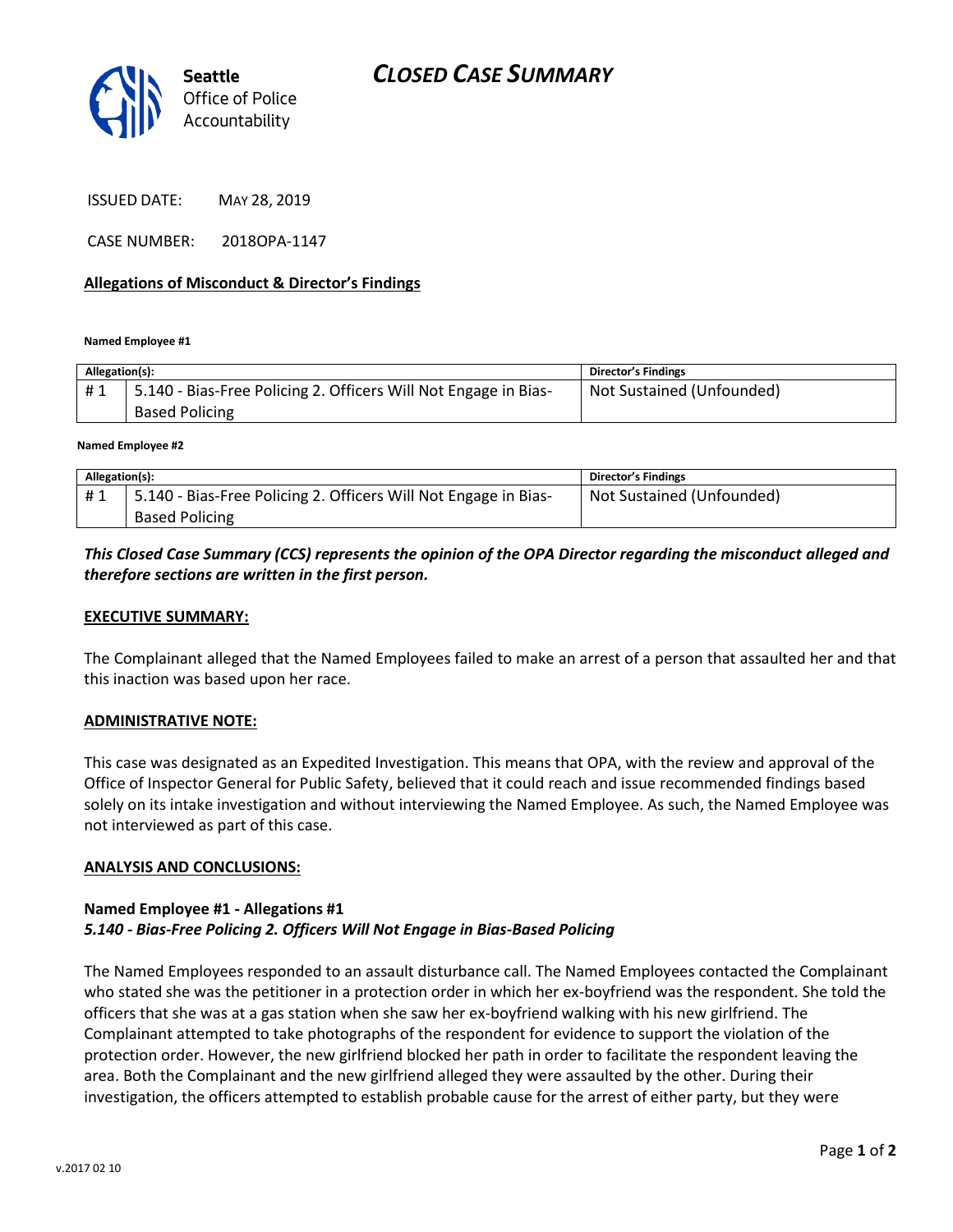**Seattle**
Office of Police
Accountability

# *CLOSED CASE SUMMARY*

ISSUED DATE: MAY 28, 2019

CASE NUMBER: 2018OPA-1147

## Allegations of Misconduct & Director's Findings

**Named Employee #1**

| Allegation(s): | | Director's Findings |
|---|---|---|
| # 1 | 5.140 - Bias-Free Policing 2. Officers Will Not Engage in Bias-Based Policing | Not Sustained (Unfounded) |

**Named Employee #2**

| Allegation(s): | | Director's Findings |
|---|---|---|
| # 1 | 5.140 - Bias-Free Policing 2. Officers Will Not Engage in Bias-Based Policing | Not Sustained (Unfounded) |

***This Closed Case Summary (CCS) represents the opinion of the OPA Director regarding the misconduct alleged and therefore sections are written in the first person.***

## EXECUTIVE SUMMARY:

The Complainant alleged that the Named Employees failed to make an arrest of a person that assaulted her and that this inaction was based upon her race.

## ADMINISTRATIVE NOTE:

This case was designated as an Expedited Investigation. This means that OPA, with the review and approval of the Office of Inspector General for Public Safety, believed that it could reach and issue recommended findings based solely on its intake investigation and without interviewing the Named Employee. As such, the Named Employee was not interviewed as part of this case.

## ANALYSIS AND CONCLUSIONS:

### Named Employee #1 - Allegations #1
***5.140 - Bias-Free Policing 2. Officers Will Not Engage in Bias-Based Policing***

The Named Employees responded to an assault disturbance call. The Named Employees contacted the Complainant who stated she was the petitioner in a protection order in which her ex-boyfriend was the respondent. She told the officers that she was at a gas station when she saw her ex-boyfriend walking with his new girlfriend. The Complainant attempted to take photographs of the respondent for evidence to support the violation of the protection order. However, the new girlfriend blocked her path in order to facilitate the respondent leaving the area. Both the Complainant and the new girlfriend alleged they were assaulted by the other. During their investigation, the officers attempted to establish probable cause for the arrest of either party, but they were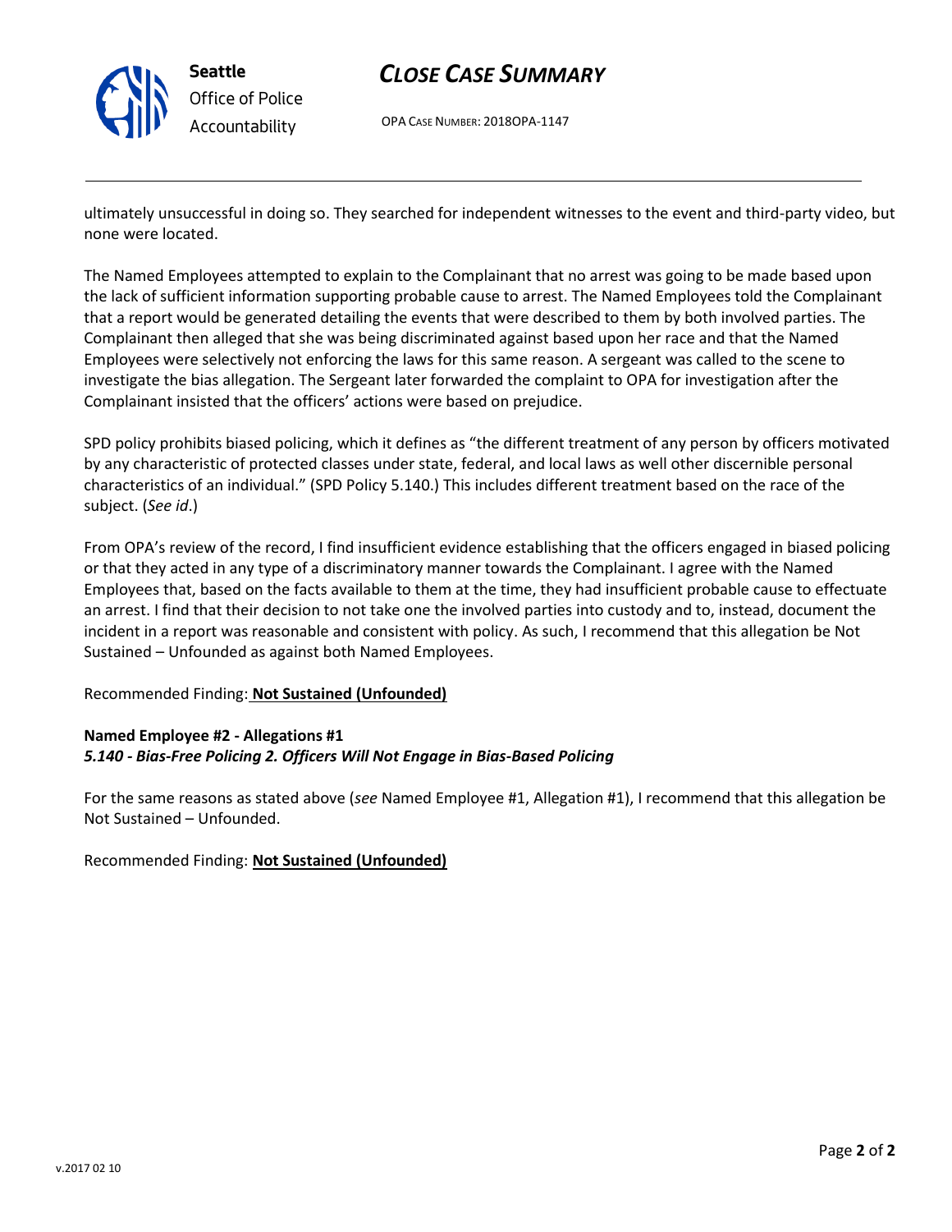ultimately unsuccessful in doing so. They searched for independent witnesses to the event and third-party video, but none were located.

The Named Employees attempted to explain to the Complainant that no arrest was going to be made based upon the lack of sufficient information supporting probable cause to arrest. The Named Employees told the Complainant that a report would be generated detailing the events that were described to them by both involved parties. The Complainant then alleged that she was being discriminated against based upon her race and that the Named Employees were selectively not enforcing the laws for this same reason. A sergeant was called to the scene to investigate the bias allegation. The Sergeant later forwarded the complaint to OPA for investigation after the Complainant insisted that the officers' actions were based on prejudice.

SPD policy prohibits biased policing, which it defines as "the different treatment of any person by officers motivated by any characteristic of protected classes under state, federal, and local laws as well other discernible personal characteristics of an individual." (SPD Policy 5.140.) This includes different treatment based on the race of the subject. (*See id*.)

From OPA's review of the record, I find insufficient evidence establishing that the officers engaged in biased policing or that they acted in any type of a discriminatory manner towards the Complainant. I agree with the Named Employees that, based on the facts available to them at the time, they had insufficient probable cause to effectuate an arrest. I find that their decision to not take one the involved parties into custody and to, instead, document the incident in a report was reasonable and consistent with policy. As such, I recommend that this allegation be Not Sustained – Unfounded as against both Named Employees.

Recommended Finding: **Not Sustained (Unfounded)**

**Named Employee #2 - Allegations #1**
***5.140 - Bias-Free Policing 2. Officers Will Not Engage in Bias-Based Policing***

For the same reasons as stated above (*see* Named Employee #1, Allegation #1), I recommend that this allegation be Not Sustained – Unfounded.

Recommended Finding: **Not Sustained (Unfounded)**